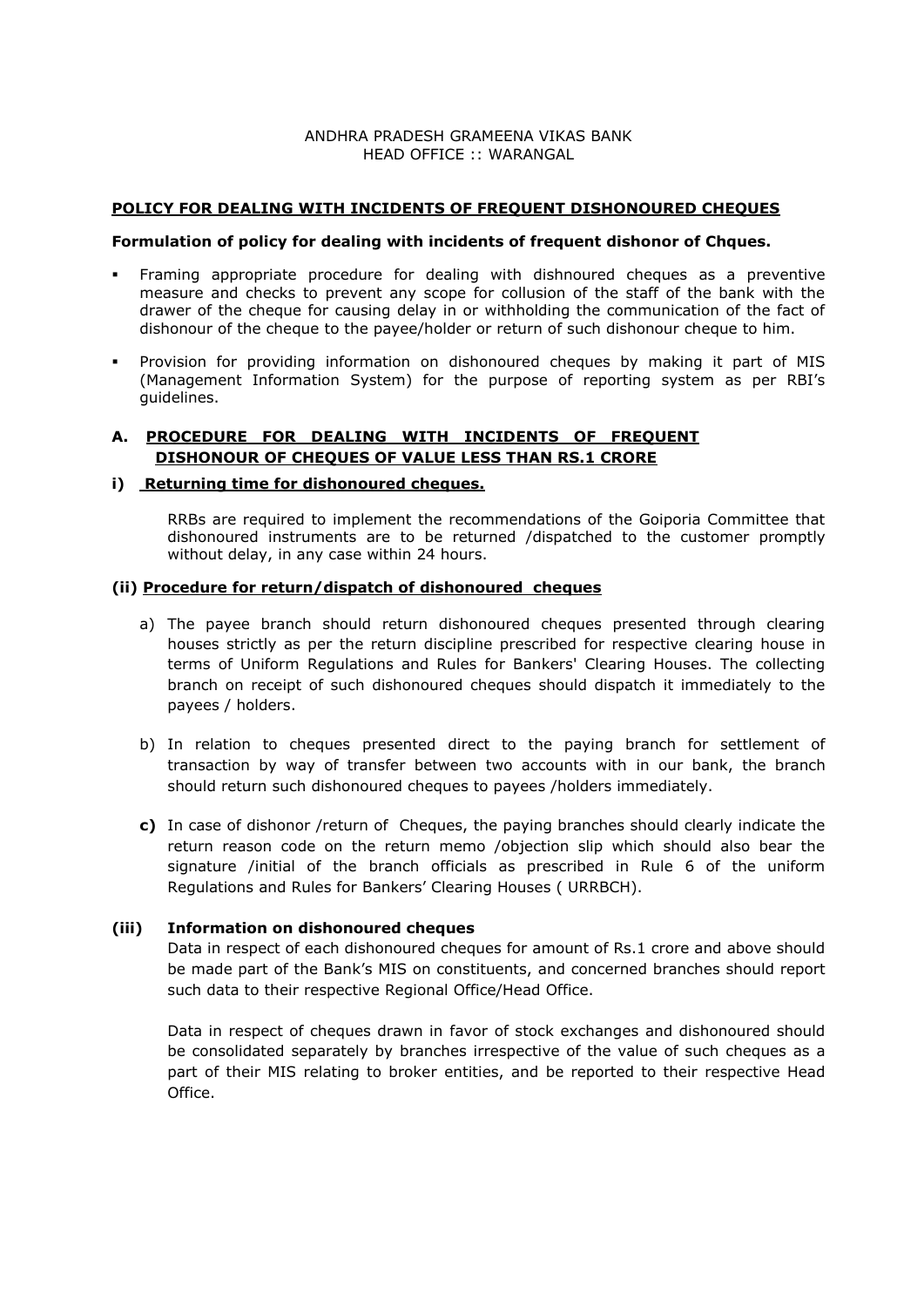ANDHRA PRADESH GRAMEENA VIKAS BANK
HEAD OFFICE :: WARANGAL

## POLICY FOR DEALING WITH INCIDENTS OF FREQUENT DISHONOURED CHEQUES

**Formulation of policy for dealing with incidents of frequent dishonor of Chques.**

- Framing appropriate procedure for dealing with dishnoured cheques as a preventive measure and checks to prevent any scope for collusion of the staff of the bank with the drawer of the cheque for causing delay in or withholding the communication of the fact of dishonour of the cheque to the payee/holder or return of such dishonour cheque to him.

- Provision for providing information on dishonoured cheques by making it part of MIS (Management Information System) for the purpose of reporting system as per RBI's guidelines.

### A. PROCEDURE FOR DEALING WITH INCIDENTS OF FREQUENT DISHONOUR OF CHEQUES OF VALUE LESS THAN RS.1 CRORE

#### i) Returning time for dishonoured cheques.

RRBs are required to implement the recommendations of the Goiporia Committee that dishonoured instruments are to be returned /dispatched to the customer promptly without delay, in any case within 24 hours.

#### (ii) Procedure for return/dispatch of dishonoured cheques

a) The payee branch should return dishonoured cheques presented through clearing houses strictly as per the return discipline prescribed for respective clearing house in terms of Uniform Regulations and Rules for Bankers' Clearing Houses. The collecting branch on receipt of such dishonoured cheques should dispatch it immediately to the payees / holders.

b) In relation to cheques presented direct to the paying branch for settlement of transaction by way of transfer between two accounts with in our bank, the branch should return such dishonoured cheques to payees /holders immediately.

**c)** In case of dishonor /return of Cheques, the paying branches should clearly indicate the return reason code on the return memo /objection slip which should also bear the signature /initial of the branch officials as prescribed in Rule 6 of the uniform Regulations and Rules for Bankers' Clearing Houses ( URRBCH).

#### (iii) Information on dishonoured cheques

Data in respect of each dishonoured cheques for amount of Rs.1 crore and above should be made part of the Bank's MIS on constituents, and concerned branches should report such data to their respective Regional Office/Head Office.

Data in respect of cheques drawn in favor of stock exchanges and dishonoured should be consolidated separately by branches irrespective of the value of such cheques as a part of their MIS relating to broker entities, and be reported to their respective Head Office.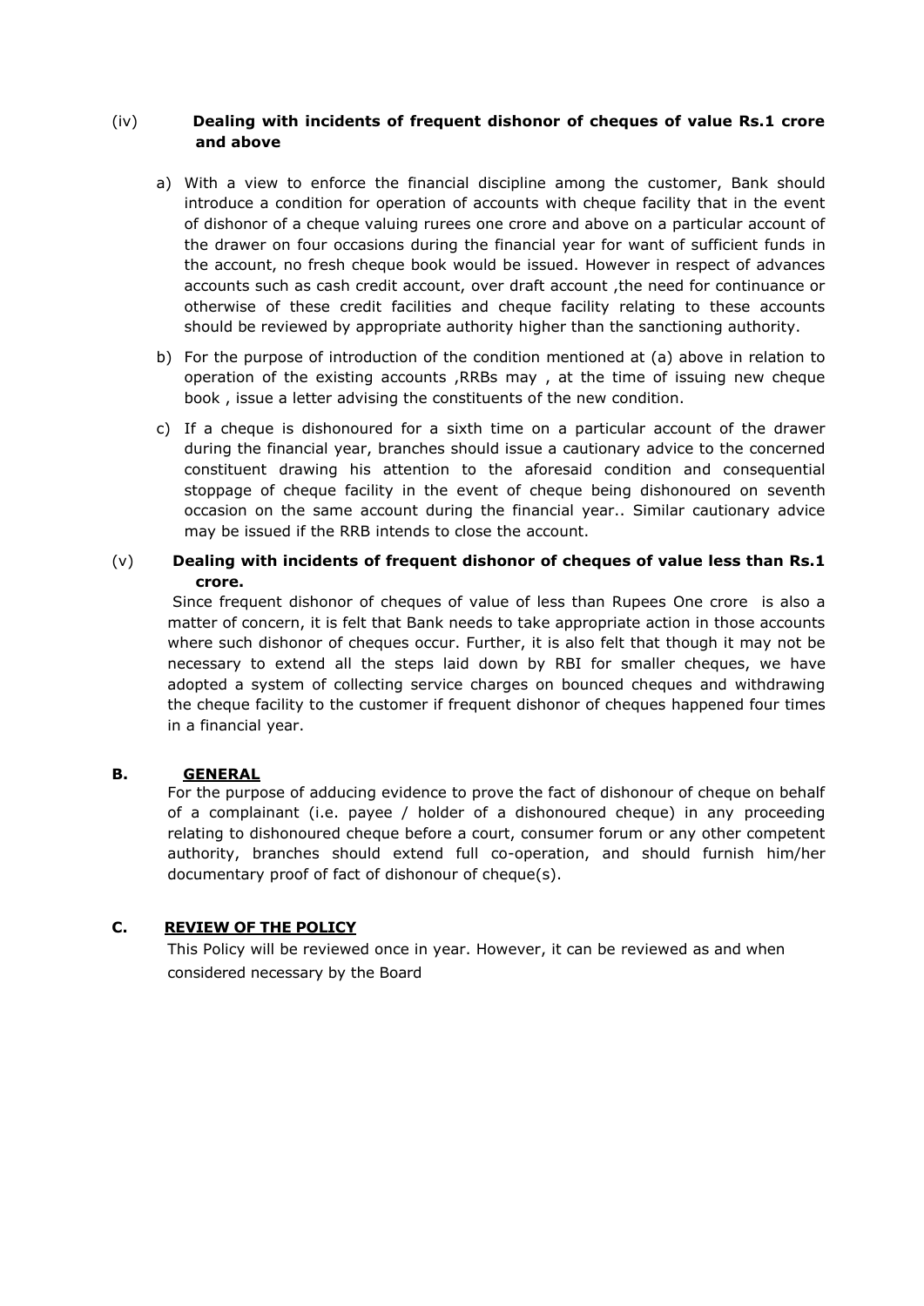(iv) **Dealing with incidents of frequent dishonor of cheques of value Rs.1 crore and above**

a) With a view to enforce the financial discipline among the customer, Bank should introduce a condition for operation of accounts with cheque facility that in the event of dishonor of a cheque valuing rurees one crore and above on a particular account of the drawer on four occasions during the financial year for want of sufficient funds in the account, no fresh cheque book would be issued. However in respect of advances accounts such as cash credit account, over draft account ,the need for continuance or otherwise of these credit facilities and cheque facility relating to these accounts should be reviewed by appropriate authority higher than the sanctioning authority.

b) For the purpose of introduction of the condition mentioned at (a) above in relation to operation of the existing accounts ,RRBs may , at the time of issuing new cheque book , issue a letter advising the constituents of the new condition.

c) If a cheque is dishonoured for a sixth time on a particular account of the drawer during the financial year, branches should issue a cautionary advice to the concerned constituent drawing his attention to the aforesaid condition and consequential stoppage of cheque facility in the event of cheque being dishonoured on seventh occasion on the same account during the financial year.. Similar cautionary advice may be issued if the RRB intends to close the account.

(v) **Dealing with incidents of frequent dishonor of cheques of value less than Rs.1 crore.**

Since frequent dishonor of cheques of value of less than Rupees One crore is also a matter of concern, it is felt that Bank needs to take appropriate action in those accounts where such dishonor of cheques occur. Further, it is also felt that though it may not be necessary to extend all the steps laid down by RBI for smaller cheques, we have adopted a system of collecting service charges on bounced cheques and withdrawing the cheque facility to the customer if frequent dishonor of cheques happened four times in a financial year.

**B. <u>GENERAL</u>**

For the purpose of adducing evidence to prove the fact of dishonour of cheque on behalf of a complainant (i.e. payee / holder of a dishonoured cheque) in any proceeding relating to dishonoured cheque before a court, consumer forum or any other competent authority, branches should extend full co-operation, and should furnish him/her documentary proof of fact of dishonour of cheque(s).

**C. <u>REVIEW OF THE POLICY</u>**

This Policy will be reviewed once in year. However, it can be reviewed as and when considered necessary by the Board